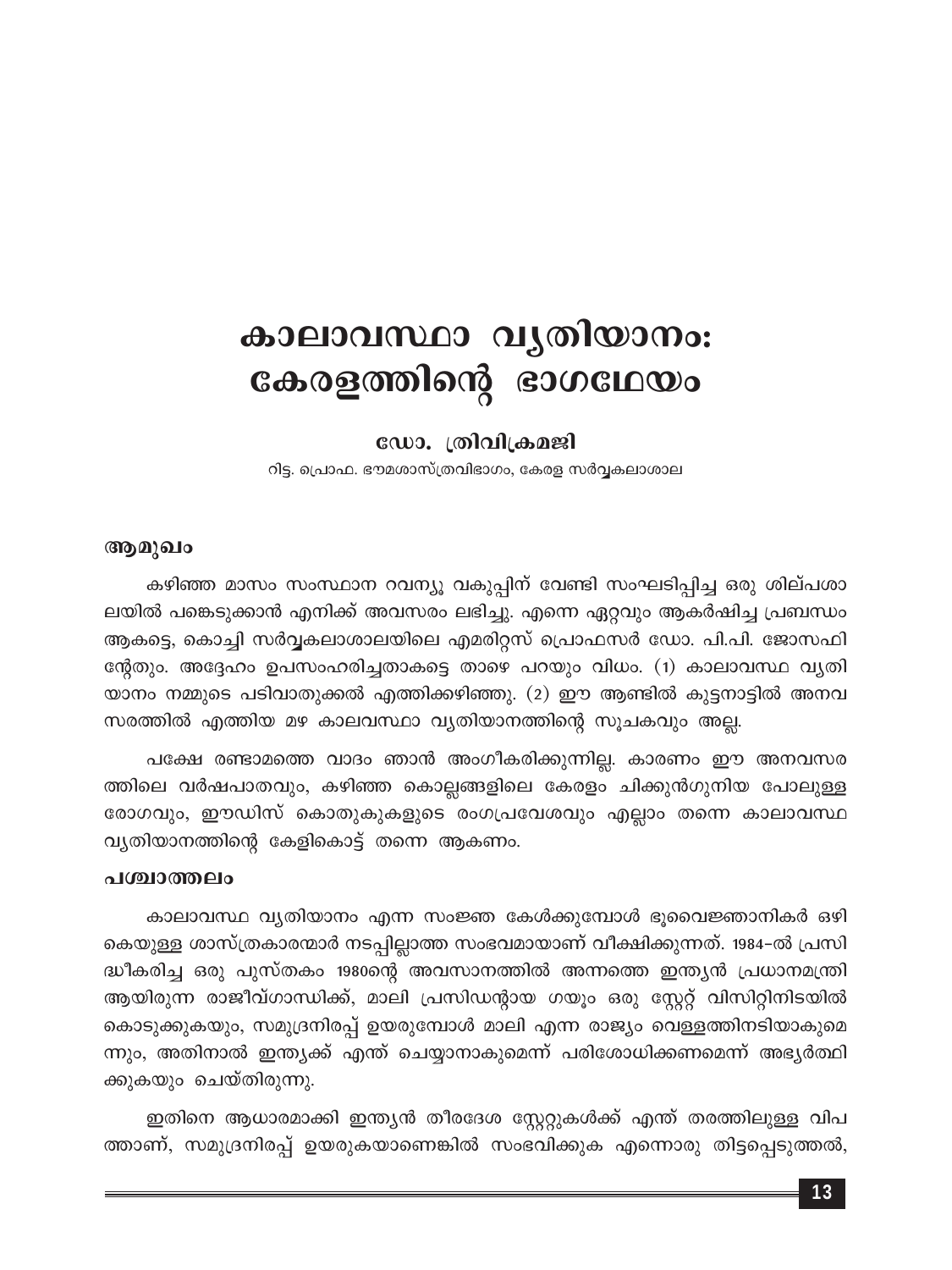# കാലാവസ്ഥാ വ്യതിയാനം: കേരളത്തിന്റെ ഭാഗധേയം

**ഡോ. ത്രിവിക്രമജി**

റിട്ട. പ്രൊഫ. ഭൗമശാസ്ത്രവിഭാഗം, കേരള സർവ്വകലാശാല

## ആമുഖം

കഴിഞ്ഞ മാസം സംസ്ഥാന റവന്യൂ വകുപ്പിന് വേണ്ടി സംഘടിപ്പിച്ച ഒരു ശില്പശാലയിൽ പങ്കെടുക്കാൻ എനിക്ക് അവസരം ലഭിച്ചു. എന്നെ ഏറ്റവും ആകർഷിച്ച പ്രബന്ധം ആകട്ടെ, കൊച്ചി സർവ്വകലാശാലയിലെ എമരിറ്റസ് പ്രൊഫസർ ഡോ. പി.പി. ജോസഫിന്റേതും. അദ്ദേഹം ഉപസംഹരിച്ചതാകട്ടെ താഴെ പറയും വിധം. (1) കാലാവസ്ഥ വ്യതിയാനം നമ്മുടെ പടിവാതുക്കൽ എത്തിക്കഴിഞ്ഞു. (2) ഈ ആണ്ടിൽ കുട്ടനാട്ടിൽ അനവസരത്തിൽ എത്തിയ മഴ കാലവസ്ഥാ വ്യതിയാനത്തിന്റെ സൂചകവും അല്ല.

പക്ഷേ രണ്ടാമത്തെ വാദം ഞാൻ അംഗീകരിക്കുന്നില്ല. കാരണം ഈ അനവസരത്തിലെ വർഷപാതവും, കഴിഞ്ഞ കൊല്ലങ്ങളിലെ കേരളം ചിക്കുൻഗുനിയ പോലുള്ള രോഗവും, ഈഡിസ് കൊതുകുകളുടെ രംഗപ്രവേശവും എല്ലാം തന്നെ കാലാവസ്ഥ വ്യതിയാനത്തിന്റെ കേളികൊട്ട് തന്നെ ആകണം.

## പശ്ചാത്തലം

കാലാവസ്ഥ വ്യതിയാനം എന്ന സംജ്ഞ കേൾക്കുമ്പോൾ ഭൂവൈജ്ഞാനികർ ഒഴികെയുള്ള ശാസ്ത്രകാരന്മാർ നടപ്പില്ലാത്ത സംഭവമായാണ് വീക്ഷിക്കുന്നത്. 1984-ൽ പ്രസിദ്ധീകരിച്ച ഒരു പുസ്തകം 1980ന്റെ അവസാനത്തിൽ അന്നത്തെ ഇന്ത്യൻ പ്രധാനമന്ത്രി ആയിരുന്ന രാജീവ്ഗാന്ധിക്ക്, മാലി പ്രസിഡന്റായ ഗയൂം ഒരു സ്റ്റേറ്റ് വിസിറ്റിനിടയിൽ കൊടുക്കുകയും, സമുദ്രനിരപ്പ് ഉയരുമ്പോൾ മാലി എന്ന രാജ്യം വെള്ളത്തിനടിയാകുമെന്നും, അതിനാൽ ഇന്ത്യക്ക് എന്ത് ചെയ്യാനാകുമെന്ന് പരിശോധിക്കണമെന്ന് അഭ്യർത്ഥിക്കുകയും ചെയ്തിരുന്നു.

ഇതിനെ ആധാരമാക്കി ഇന്ത്യൻ തീരദേശ സ്റ്റേറ്റുകൾക്ക് എന്ത് തരത്തിലുള്ള വിപത്താണ്, സമുദ്രനിരപ്പ് ഉയരുകയാണെങ്കിൽ സംഭവിക്കുക എന്നൊരു തിട്ടപ്പെടുത്തൽ,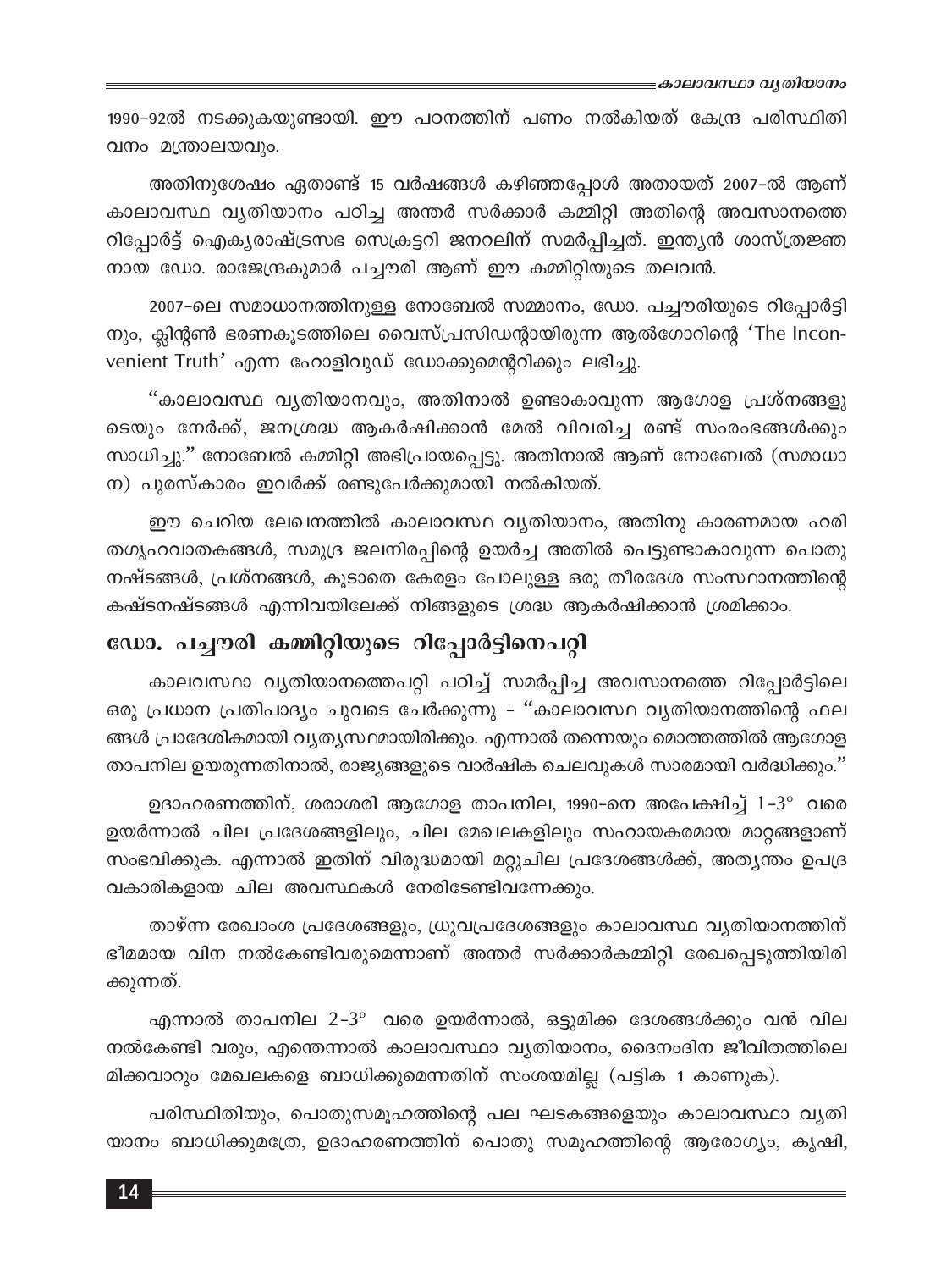1990-92ൽ നടക്കുകയുണ്ടായി. ഈ പഠനത്തിന് പണം നൽകിയത് കേന്ദ്ര പരിസ്ഥിതി വനം മന്ത്രാലയവും.

അതിനുശേഷം ഏതാണ്ട് 15 വർഷങ്ങൾ കഴിഞ്ഞപ്പോൾ അതായത് 2007-ൽ ആണ് കാലാവസ്ഥ വ്യതിയാനം പഠിച്ച അന്തർ സർക്കാർ കമ്മിറ്റി അതിന്റെ അവസാനത്തെ റിപ്പോർട്ട് ഐക്യരാഷ്ട്രസഭ സെക്രട്ടറി ജനറലിന് സമർപ്പിച്ചത്. ഇന്ത്യൻ ശാസ്ത്രജ്ഞനായ ഡോ. രാജേന്ദ്രകുമാർ പച്ചൗരി ആണ് ഈ കമ്മിറ്റിയുടെ തലവൻ.

2007-ലെ സമാധാനത്തിനുള്ള നോബേൽ സമ്മാനം, ഡോ. പച്ചൗരിയുടെ റിപ്പോർട്ടിനും, ക്ലിന്റൺ ഭരണകൂടത്തിലെ വൈസ്പ്രസിഡന്റായിരുന്ന ആൽഗോറിന്റെ 'The Inconvenient Truth' എന്ന ഹോളിവുഡ് ഡോക്കുമെന്ററിക്കും ലഭിച്ചു.

"കാലാവസ്ഥ വ്യതിയാനവും, അതിനാൽ ഉണ്ടാകാവുന്ന ആഗോള പ്രശ്നങ്ങളുടെയും നേർക്ക്, ജനശ്രദ്ധ ആകർഷിക്കാൻ മേൽ വിവരിച്ച രണ്ട് സംരംഭങ്ങൾക്കും സാധിച്ചു." നോബേൽ കമ്മിറ്റി അഭിപ്രായപ്പെട്ടു. അതിനാൽ ആണ് നോബേൽ (സമാധാന) പുരസ്കാരം ഇവർക്ക് രണ്ടുപേർക്കുമായി നൽകിയത്.

ഈ ചെറിയ ലേഖനത്തിൽ കാലാവസ്ഥ വ്യതിയാനം, അതിനു കാരണമായ ഹരിതഗൃഹവാതകങ്ങൾ, സമുദ്ര ജലനിരപ്പിന്റെ ഉയർച്ച അതിൽ പെട്ടുണ്ടാകാവുന്ന പൊതു നഷ്ടങ്ങൾ, പ്രശ്നങ്ങൾ, കൂടാതെ കേരളം പോലുള്ള ഒരു തീരദേശ സംസ്ഥാനത്തിന്റെ കഷ്ടനഷ്ടങ്ങൾ എന്നിവയിലേക്ക് നിങ്ങളുടെ ശ്രദ്ധ ആകർഷിക്കാൻ ശ്രമിക്കാം.

## ഡോ. പച്ചൗരി കമ്മിറ്റിയുടെ റിപ്പോർട്ടിനെപറ്റി

കാലവസ്ഥാ വ്യതിയാനത്തെപറ്റി പഠിച്ച് സമർപ്പിച്ച അവസാനത്തെ റിപ്പോർട്ടിലെ ഒരു പ്രധാന പ്രതിപാദ്യം ചുവടെ ചേർക്കുന്നു - "കാലാവസ്ഥ വ്യതിയാനത്തിന്റെ ഫലങ്ങൾ പ്രാദേശികമായി വ്യത്യസ്ഥമായിരിക്കും. എന്നാൽ തന്നെയും മൊത്തത്തിൽ ആഗോള താപനില ഉയരുന്നതിനാൽ, രാജ്യങ്ങളുടെ വാർഷിക ചെലവുകൾ സാരമായി വർദ്ധിക്കും."

ഉദാഹരണത്തിന്, ശരാശരി ആഗോള താപനില, 1990-നെ അപേക്ഷിച്ച് 1-3° വരെ ഉയർന്നാൽ ചില പ്രദേശങ്ങളിലും, ചില മേഖലകളിലും സഹായകരമായ മാറ്റങ്ങളാണ് സംഭവിക്കുക. എന്നാൽ ഇതിന് വിരുദ്ധമായി മറ്റുചില പ്രദേശങ്ങൾക്ക്, അത്യന്തം ഉപദ്രവകാരികളായ ചില അവസ്ഥകൾ നേരിടേണ്ടിവന്നേക്കും.

താഴ്ന്ന രേഖാംശ പ്രദേശങ്ങളും, ധ്രുവപ്രദേശങ്ങളും കാലാവസ്ഥ വ്യതിയാനത്തിന് ഭീമമായ വില നൽകേണ്ടിവരുമെന്നാണ് അന്തർ സർക്കാർകമ്മിറ്റി രേഖപ്പെടുത്തിയിരിക്കുന്നത്.

എന്നാൽ താപനില 2-3° വരെ ഉയർന്നാൽ, ഒട്ടുമിക്ക ദേശങ്ങൾക്കും വൻ വില നൽകേണ്ടി വരും, എന്തെന്നാൽ കാലാവസ്ഥാ വ്യതിയാനം, ദൈനംദിന ജീവിതത്തിലെ മിക്കവാറും മേഖലകളെ ബാധിക്കുമെന്നതിന് സംശയമില്ല (പട്ടിക 1 കാണുക).

പരിസ്ഥിതിയും, പൊതുസമൂഹത്തിന്റെ പല ഘടകങ്ങളെയും കാലാവസ്ഥാ വ്യതിയാനം ബാധിക്കുമത്രേ, ഉദാഹരണത്തിന് പൊതു സമൂഹത്തിന്റെ ആരോഗ്യം, കൃഷി,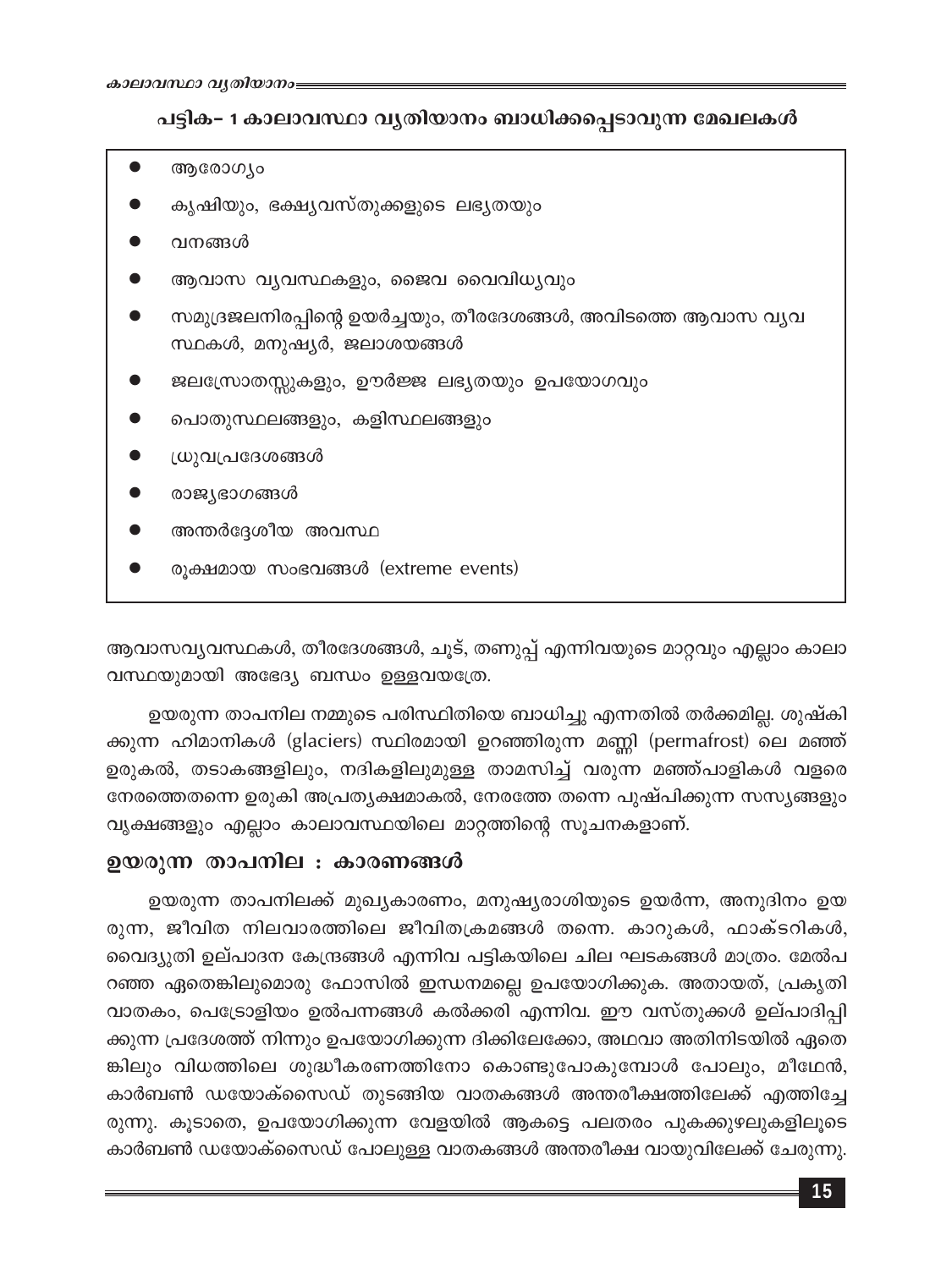## പട്ടിക– 1 കാലാവസ്ഥാ വ്യതിയാനം ബാധിക്കപ്പെടാവുന്ന മേഖലകൾ

- ആരോഗ്യം
- കൃഷിയും, ഭക്ഷ്യവസ്തുക്കളുടെ ലഭ്യതയും
- വനങ്ങൾ
- ആവാസ വ്യവസ്ഥകളും, ജൈവ വൈവിധ്യവും
- സമുദ്രജലനിരപ്പിന്റെ ഉയർച്ചയും, തീരദേശങ്ങൾ, അവിടത്തെ ആവാസ വ്യവസ്ഥകൾ, മനുഷ്യർ, ജലാശയങ്ങൾ
- ജലസ്രോതസ്സുകളും, ഊർജ്ജ ലഭ്യതയും ഉപയോഗവും
- പൊതുസ്ഥലങ്ങളും, കളിസ്ഥലങ്ങളും
- ധ്രുവപ്രദേശങ്ങൾ
- രാജ്യഭാഗങ്ങൾ
- അന്തർദ്ദേശീയ അവസ്ഥ
- രൂക്ഷമായ സംഭവങ്ങൾ (extreme events)

ആവാസവ്യവസ്ഥകൾ, തീരദേശങ്ങൾ, ചൂട്, തണുപ്പ് എന്നിവയുടെ മാറ്റവും എല്ലാം കാലാവസ്ഥയുമായി അഭേദ്യ ബന്ധം ഉള്ളവയത്രേ.

ഉയരുന്ന താപനില നമ്മുടെ പരിസ്ഥിതിയെ ബാധിച്ചു എന്നതിൽ തർക്കമില്ല. ശുഷ്കിക്കുന്ന ഹിമാനികൾ (glaciers) സ്ഥിരമായി ഉറഞ്ഞിരുന്ന മണ്ണി (permafrost) ലെ മഞ്ഞ് ഉരുകൽ, തടാകങ്ങളിലും, നദികളിലുമുള്ള താമസിച്ച് വരുന്ന മഞ്ഞ്പാളികൾ വളരെ നേരത്തെതന്നെ ഉരുകി അപ്രത്യക്ഷമാകൽ, നേരത്തേ തന്നെ പുഷ്പിക്കുന്ന സസ്യങ്ങളും വൃക്ഷങ്ങളും എല്ലാം കാലാവസ്ഥയിലെ മാറ്റത്തിന്റെ സൂചനകളാണ്.

## ഉയരുന്ന താപനില : കാരണങ്ങൾ

ഉയരുന്ന താപനിലക്ക് മുഖ്യകാരണം, മനുഷ്യരാശിയുടെ ഉയർന്ന, അനുദിനം ഉയരുന്ന, ജീവിത നിലവാരത്തിലെ ജീവിതക്രമങ്ങൾ തന്നെ. കാറുകൾ, ഫാക്ടറികൾ, വൈദ്യുതി ഉല്പാദന കേന്ദ്രങ്ങൾ എന്നിവ പട്ടികയിലെ ചില ഘടകങ്ങൾ മാത്രം. മേൽപറഞ്ഞ ഏതെങ്കിലുമൊരു ഫോസിൽ ഇന്ധനമല്ലെ ഉപയോഗിക്കുക. അതായത്, പ്രകൃതി വാതകം, പെട്രോളിയം ഉൽപന്നങ്ങൾ കൽക്കരി എന്നിവ. ഈ വസ്തുക്കൾ ഉല്പാദിപ്പിക്കുന്ന പ്രദേശത്ത് നിന്നും ഉപയോഗിക്കുന്ന ദിക്കിലേക്കോ, അഥവാ അതിനിടയിൽ ഏതെങ്കിലും വിധത്തിലെ ശുദ്ധീകരണത്തിനോ കൊണ്ടുപോകുമ്പോൾ പോലും, മീഥേൻ, കാർബൺ ഡയോക്സൈഡ് തുടങ്ങിയ വാതകങ്ങൾ അന്തരീക്ഷത്തിലേക്ക് എത്തിച്ചേരുന്നു. കൂടാതെ, ഉപയോഗിക്കുന്ന വേളയിൽ ആകട്ടെ പലതരം പുകക്കുഴലുകളിലൂടെ കാർബൺ ഡയോക്സൈഡ് പോലുള്ള വാതകങ്ങൾ അന്തരീക്ഷ വായുവിലേക്ക് ചേരുന്നു.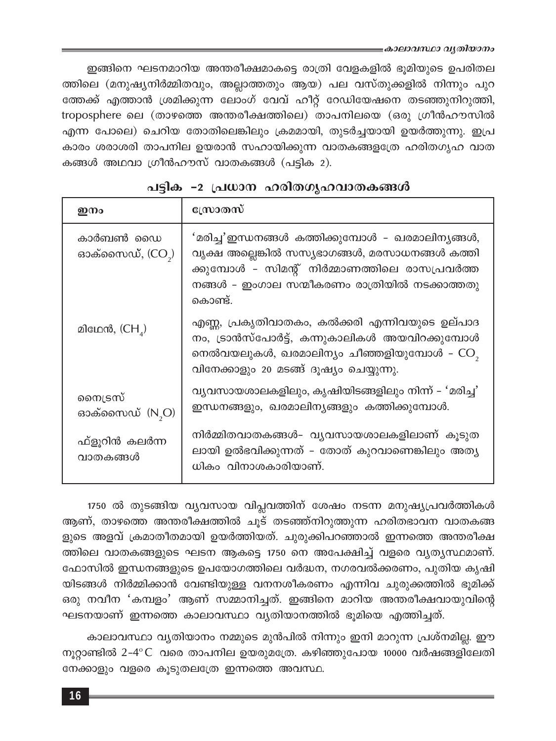ഇങ്ങിനെ ഘടനമാറിയ അന്തരീക്ഷമാകട്ടെ രാത്രി വേളകളിൽ ഭൂമിയുടെ ഉപരിതല ത്തിലെ (മനുഷ്യനിർമ്മിതവും, അല്ലാത്തതും ആയ) പല വസ്തുക്കളിൽ നിന്നും പുറ ത്തേക്ക് എത്താൻ ശ്രമിക്കുന്ന ലോംഗ് വേവ് ഹീറ്റ് റേഡിയേഷനെ തടഞ്ഞുനിറുത്തി, troposphere ലെ (താഴത്തെ അന്തരീക്ഷത്തിലെ) താപനിലയെ (ഒരു ഗ്രീൻഹൗസിൽ എന്ന പോലെ) ചെറിയ തോതിലെങ്കിലും ക്രമമായി, തുടർച്ചയായി ഉയർത്തുന്നു. ഇപ്ര കാരം ശരാശരി താപനില ഉയരാൻ സഹായിക്കുന്ന വാതകങ്ങളത്രേ ഹരിതഗൃഹ വാത കങ്ങൾ അഥവാ ഗ്രീൻഹൗസ് വാതകങ്ങൾ (പട്ടിക 2).

**പട്ടിക –2 പ്രധാന ഹരിതഗൃഹവാതകങ്ങൾ**

| ഇനം | സ്രോതസ് |
|---|---|
| കാർബൺ ഡൈ ഓക്സൈഡ്, ($CO_2$) | 'മരിച്ച' ഇന്ധനങ്ങൾ കത്തിക്കുമ്പോൾ – ഖരമാലിന്യങ്ങൾ, വൃക്ഷ അല്ലെങ്കിൽ സസ്യഭാഗങ്ങൾ, മരസാധനങ്ങൾ കത്തി ക്കുമ്പോൾ – സിമന്റ് നിർമ്മാണത്തിലെ രാസപ്രവർത്ത നങ്ങൾ – ഇംഗാല സന്മീകരണം രാത്രിയിൽ നടക്കാത്തതു കൊണ്ട്. |
| മീഥേൻ, ($CH_4$) | എണ്ണ, പ്രകൃതിവാതകം, കൽക്കരി എന്നിവയുടെ ഉല്പാദ നം, ട്രാൻസ്പോർട്ട്, കന്നുകാലികൾ അയവിറക്കുമ്പോൾ നെൽവയലുകൾ, ഖരമാലിന്യം ചീഞ്ഞളിയുമ്പോൾ – $CO_2$ വിനേക്കാളും 20 മടങ്ങ് ദൂഷ്യം ചെയ്യുന്നു. |
| നൈട്രസ് ഓക്സൈഡ് ($N_2O$) | വ്യവസായശാലകളിലും, കൃഷിയിടങ്ങളിലും നിന്ന് – 'മരിച്ച' ഇന്ധനങ്ങളും, ഖരമാലിന്യങ്ങളും കത്തിക്കുമ്പോൾ. |
| ഫ്ളൂറിൻ കലർന്ന വാതകങ്ങൾ | നിർമ്മിതവാതകങ്ങൾ– വ്യവസായശാലകളിലാണ് കൂടുത ലായി ഉൽഭവിക്കുന്നത് – തോത് കുറവാണെങ്കിലും അത്യ ധികം വിനാശകാരിയാണ്. |

1750 ൽ തുടങ്ങിയ വ്യവസായ വിപ്ലവത്തിന് ശേഷം നടന്ന മനുഷ്യപ്രവർത്തികൾ ആണ്, താഴത്തെ അന്തരീക്ഷത്തിൽ ചൂട് തടഞ്ഞ്നിറുത്തുന്ന ഹരിതഭാവന വാതകങ്ങ ളുടെ അളവ് ക്രമാതീതമായി ഉയർത്തിയത്. ചുരുക്കിപറഞ്ഞാൽ ഇന്നത്തെ അന്തരീക്ഷ ത്തിലെ വാതകങ്ങളുടെ ഘടന ആകട്ടെ 1750 നെ അപേക്ഷിച്ച് വളരെ വ്യത്യസ്ഥമാണ്. ഫോസിൽ ഇന്ധനങ്ങളുടെ ഉപയോഗത്തിലെ വർദ്ധന, നഗരവൽക്കരണം, പുതിയ കൃഷി യിടങ്ങൾ നിർമ്മിക്കാൻ വേണ്ടിയുള്ള വനനശീകരണം എന്നിവ ചുരുക്കത്തിൽ ഭൂമിക്ക് ഒരു നവീന 'കമ്പളം' ആണ് സമ്മാനിച്ചത്. ഇങ്ങിനെ മാറിയ അന്തരീക്ഷവായുവിന്റെ ഘടനയാണ് ഇന്നത്തെ കാലാവസ്ഥാ വ്യതിയാനത്തിൽ ഭൂമിയെ എത്തിച്ചത്.

കാലാവസ്ഥാ വ്യതിയാനം നമ്മുടെ മുൻപിൽ നിന്നും ഇനി മാറുന്ന പ്രശ്നമില്ല. ഈ നൂറ്റാണ്ടിൽ 2-4°C വരെ താപനില ഉയരുമത്രേ. കഴിഞ്ഞുപോയ 10000 വർഷങ്ങളിലേതി നേക്കാളും വളരെ കൂടുതലത്രേ ഇന്നത്തെ അവസ്ഥ.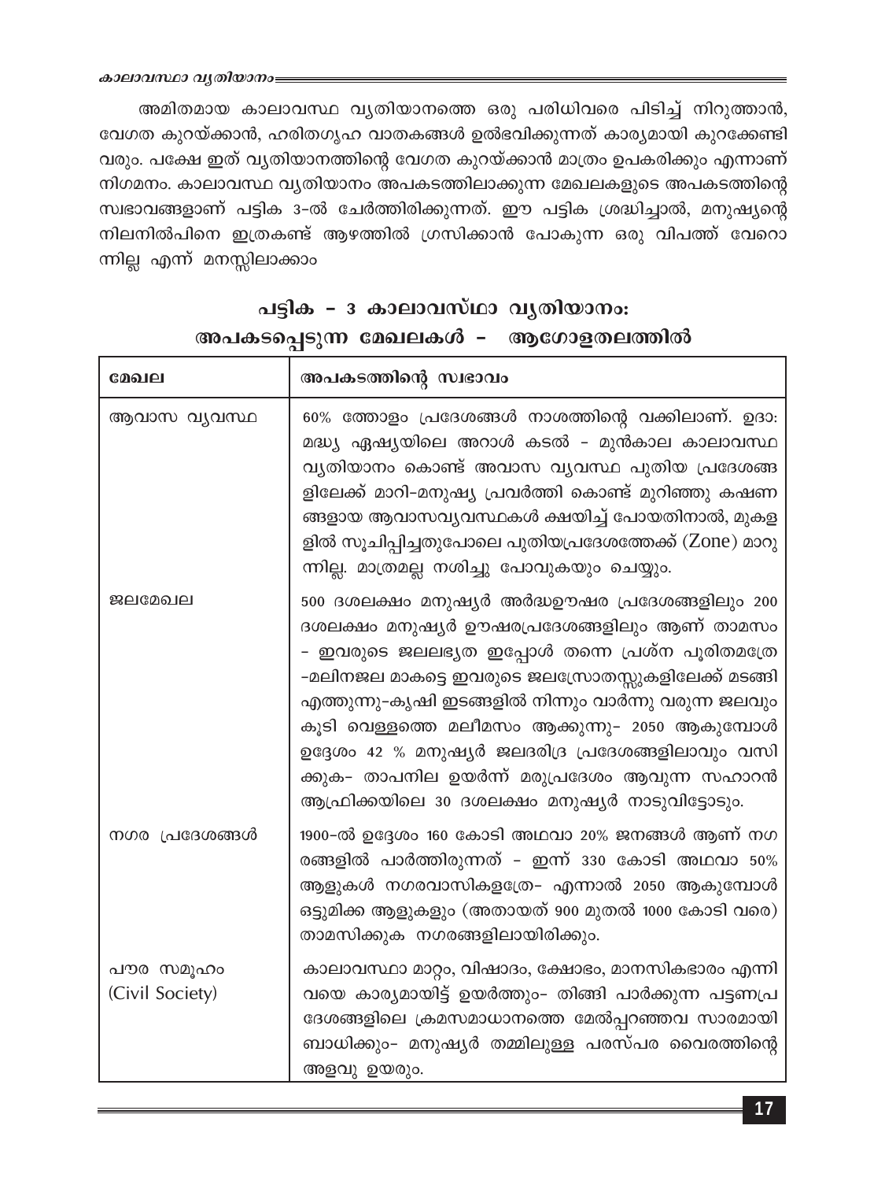അമിതമായ കാലാവസ്ഥ വ്യതിയാനത്തെ ഒരു പരിധിവരെ പിടിച്ച് നിറുത്താൻ, വേഗത കുറയ്ക്കാൻ, ഹരിതഗൃഹ വാതകങ്ങൾ ഉൽഭവിക്കുന്നത് കാര്യമായി കുറക്കേണ്ടി വരും. പക്ഷേ ഇത് വ്യതിയാനത്തിന്റെ വേഗത കുറയ്ക്കാൻ മാത്രം ഉപകരിക്കും എന്നാണ് നിഗമനം. കാലാവസ്ഥ വ്യതിയാനം അപകടത്തിലാക്കുന്ന മേഖലകളുടെ അപകടത്തിന്റെ സ്വഭാവങ്ങളാണ് പട്ടിക 3-ൽ ചേർത്തിരിക്കുന്നത്. ഈ പട്ടിക ശ്രദ്ധിച്ചാൽ, മനുഷ്യന്റെ നിലനിൽപിനെ ഇത്രകണ്ട് ആഴത്തിൽ ഗ്രസിക്കാൻ പോകുന്ന ഒരു വിപത്ത് വേറൊന്നില്ല എന്ന് മനസ്സിലാക്കാം

## പട്ടിക - 3 കാലാവസ്ഥാ വ്യതിയാനം: അപകടപ്പെടുന്ന മേഖലകൾ - ആഗോളതലത്തിൽ

| മേഖല | അപകടത്തിന്റെ സ്വഭാവം |
|---|---|
| ആവാസ വ്യവസ്ഥ | 60% ത്തോളം പ്രദേശങ്ങൾ നാശത്തിന്റെ വക്കിലാണ്. ഉദാ: മദ്ധ്യ ഏഷ്യയിലെ അറാൾ കടൽ - മുൻകാല കാലാവസ്ഥ വ്യതിയാനം കൊണ്ട് അവാസ വ്യവസ്ഥ പുതിയ പ്രദേശങ്ങളിലേക്ക് മാറി-മനുഷ്യ പ്രവർത്തി കൊണ്ട് മുറിഞ്ഞു കഷണങ്ങളായ ആവാസവ്യവസ്ഥകൾ ക്ഷയിച്ച് പോയതിനാൽ, മുകളിൽ സൂചിപ്പിച്ചതുപോലെ പുതിയപ്രദേശത്തേക്ക് (Zone) മാറുന്നില്ല. മാത്രമല്ല നശിച്ചു പോവുകയും ചെയ്യും. |
| ജലമേഖല | 500 ദശലക്ഷം മനുഷ്യർ അർദ്ധഊഷര പ്രദേശങ്ങളിലും 200 ദശലക്ഷം മനുഷ്യർ ഊഷരപ്രദേശങ്ങളിലും ആണ് താമസം - ഇവരുടെ ജലലഭ്യത ഇപ്പോൾ തന്നെ പ്രശ്ന പൂരിതമത്രേ -മലിനജല മാകട്ടെ ഇവരുടെ ജലസ്രോതസ്സുകളിലേക്ക് മടങ്ങി എത്തുന്നു-കൃഷി ഇടങ്ങളിൽ നിന്നും വാർന്നു വരുന്ന ജലവും കൂടി വെള്ളത്തെ മലീമസം ആക്കുന്നു- 2050 ആകുമ്പോൾ ഉദ്ദേശം 42 % മനുഷ്യർ ജലദരിദ്ര പ്രദേശങ്ങളിലാവും വസിക്കുക- താപനില ഉയർന്ന് മരുപ്രദേശം ആവുന്ന സഹാറൻ ആഫ്രിക്കയിലെ 30 ദശലക്ഷം മനുഷ്യർ നാടുവിട്ടോടും. |
| നഗര പ്രദേശങ്ങൾ | 1900-ൽ ഉദ്ദേശം 160 കോടി അഥവാ 20% ജനങ്ങൾ ആണ് നഗരങ്ങളിൽ പാർത്തിരുന്നത് - ഇന്ന് 330 കോടി അഥവാ 50% ആളുകൾ നഗരവാസികളത്രേ- എന്നാൽ 2050 ആകുമ്പോൾ ഒട്ടുമിക്ക ആളുകളും (അതായത് 900 മുതൽ 1000 കോടി വരെ) താമസിക്കുക നഗരങ്ങളിലായിരിക്കും. |
| പൗര സമൂഹം (Civil Society) | കാലാവസ്ഥാ മാറ്റം, വിഷാദം, ക്ഷോഭം, മാനസികഭാരം എന്നിവയെ കാര്യമായിട്ട് ഉയർത്തും- തിങ്ങി പാർക്കുന്ന പട്ടണപ്രദേശങ്ങളിലെ ക്രമസമാധാനത്തെ മേൽപ്പറഞ്ഞവ സാരമായി ബാധിക്കും- മനുഷ്യർ തമ്മിലുള്ള പരസ്പര വൈരത്തിന്റെ അളവു ഉയരും. |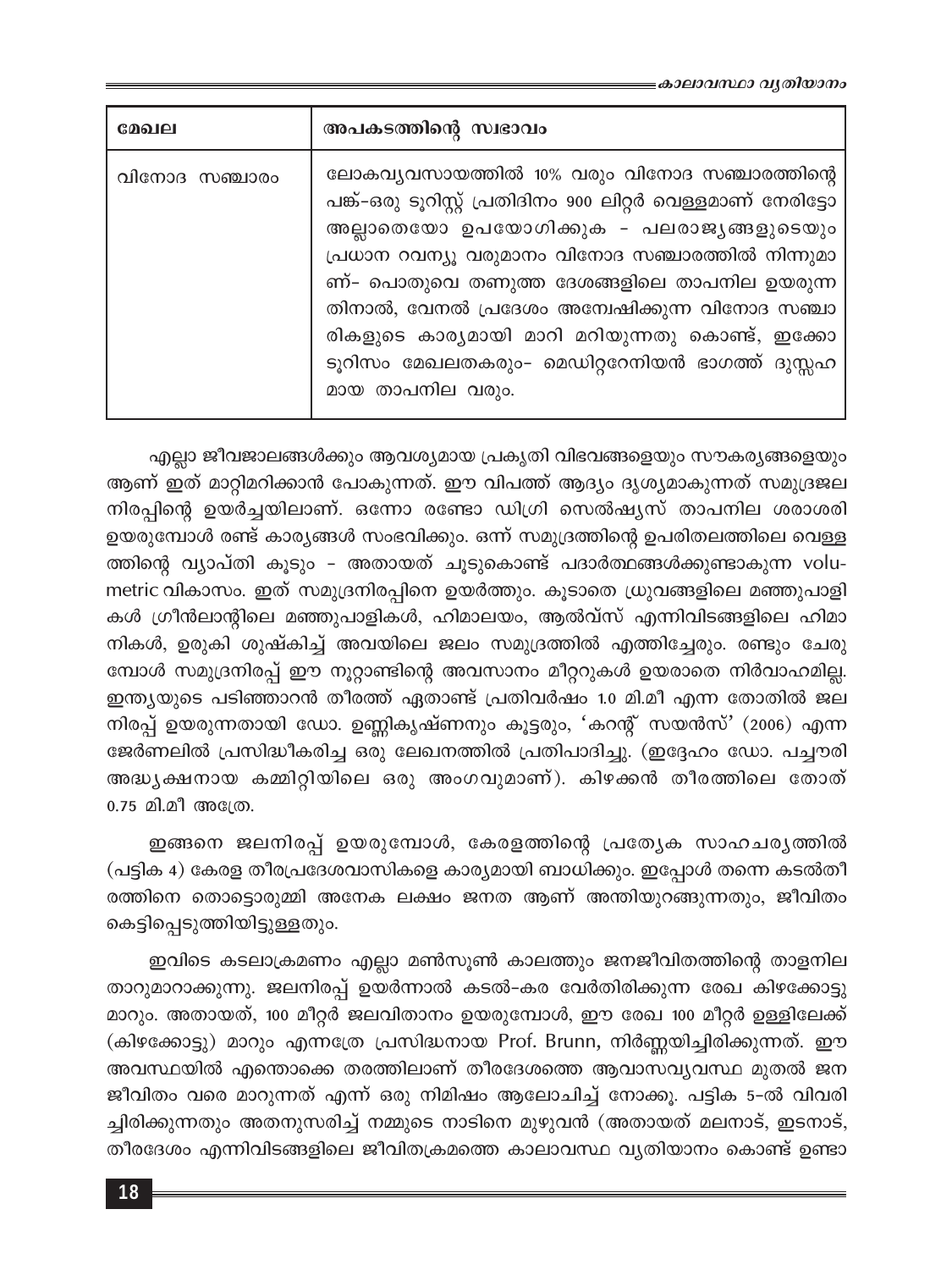| മേഖല | അപകടത്തിന്റെ സ്വഭാവം |
|---|---|
| വിനോദ സഞ്ചാരം | ലോകവ്യവസായത്തിൽ 10% വരും വിനോദ സഞ്ചാരത്തിന്റെ പങ്ക്–ഒരു ടൂറിസ്റ്റ് പ്രതിദിനം 900 ലിറ്റർ വെള്ളമാണ് നേരിട്ടോ അല്ലാതെയോ ഉപയോഗിക്കുക – പലരാജ്യങ്ങളുടെയും പ്രധാന റവന്യൂ വരുമാനം വിനോദ സഞ്ചാരത്തിൽ നിന്നുമാണ്– പൊതുവെ തണുത്ത ദേശങ്ങളിലെ താപനില ഉയരുന്നതിനാൽ, വേനൽ പ്രദേശം അന്വേഷിക്കുന്ന വിനോദ സഞ്ചാരികളുടെ കാര്യമായി മാറി മറിയുന്നതു കൊണ്ട്, ഇക്കോ ടൂറിസം മേഖലതകരും– മെഡിറ്ററേനിയൻ ഭാഗത്ത് ദുസ്സഹമായ താപനില വരും. |

എല്ലാ ജീവജാലങ്ങൾക്കും ആവശ്യമായ പ്രകൃതി വിഭവങ്ങളെയും സൗകര്യങ്ങളെയും ആണ് ഇത് മാറ്റിമറിക്കാൻ പോകുന്നത്. ഈ വിപത്ത് ആദ്യം ദൃശ്യമാകുന്നത് സമുദ്രജല നിരപ്പിന്റെ ഉയർച്ചയിലാണ്. ഒന്നോ രണ്ടോ ഡിഗ്രി സെൽഷ്യസ് താപനില ശരാശരി ഉയരുമ്പോൾ രണ്ട് കാര്യങ്ങൾ സംഭവിക്കും. ഒന്ന് സമുദ്രത്തിന്റെ ഉപരിതലത്തിലെ വെള്ളത്തിന്റെ വ്യാപ്തി കൂടും – അതായത് ചൂടുകൊണ്ട് പദാർത്ഥങ്ങൾക്കുണ്ടാകുന്ന volumetric വികാസം. ഇത് സമുദ്രനിരപ്പിനെ ഉയർത്തും. കൂടാതെ ധ്രുവങ്ങളിലെ മഞ്ഞുപാളികൾ ഗ്രീൻലാന്റിലെ മഞ്ഞുപാളികൾ, ഹിമാലയം, ആൽവ്സ് എന്നിവിടങ്ങളിലെ ഹിമാനികൾ, ഉരുകി ശുഷ്കിച്ച് അവയിലെ ജലം സമുദ്രത്തിൽ എത്തിച്ചേരും. രണ്ടും ചേരുമ്പോൾ സമുദ്രനിരപ്പ് ഈ നൂറ്റാണ്ടിന്റെ അവസാനം മീറ്ററുകൾ ഉയരാതെ നിർവാഹമില്ല. ഇന്ത്യയുടെ പടിഞ്ഞാറൻ തീരത്ത് ഏതാണ്ട് പ്രതിവർഷം 1.0 മി.മീ എന്ന തോതിൽ ജല നിരപ്പ് ഉയരുന്നതായി ഡോ. ഉണ്ണികൃഷ്ണനും കൂട്ടരും, 'കറന്റ് സയൻസ്' (2006) എന്ന ജേർണലിൽ പ്രസിദ്ധീകരിച്ച ഒരു ലേഖനത്തിൽ പ്രതിപാദിച്ചു. (ഇദ്ദേഹം ഡോ. പച്ചൗരി അദ്ധ്യക്ഷനായ കമ്മിറ്റിയിലെ ഒരു അംഗവുമാണ്). കിഴക്കൻ തീരത്തിലെ തോത് 0.75 മി.മീ അത്രേ.

ഇങ്ങനെ ജലനിരപ്പ് ഉയരുമ്പോൾ, കേരളത്തിന്റെ പ്രത്യേക സാഹചര്യത്തിൽ (പട്ടിക 4) കേരള തീരപ്രദേശവാസികളെ കാര്യമായി ബാധിക്കും. ഇപ്പോൾ തന്നെ കടൽതീരത്തിനെ തൊട്ടൊരുമ്മി അനേക ലക്ഷം ജനത ആണ് അന്തിയുറങ്ങുന്നതും, ജീവിതം കെട്ടിപ്പെടുത്തിയിട്ടുള്ളതും.

ഇവിടെ കടലാക്രമണം എല്ലാ മൺസൂൺ കാലത്തും ജനജീവിതത്തിന്റെ താളനില താറുമാറാക്കുന്നു. ജലനിരപ്പ് ഉയർന്നാൽ കടൽ–കര വേർതിരിക്കുന്ന രേഖ കിഴക്കോട്ടു മാറും. അതായത്, 100 മീറ്റർ ജലവിതാനം ഉയരുമ്പോൾ, ഈ രേഖ 100 മീറ്റർ ഉള്ളിലേക്ക് (കിഴക്കോട്ടു) മാറും എന്നത്രേ പ്രസിദ്ധനായ Prof. Brunn, നിർണ്ണയിച്ചിരിക്കുന്നത്. ഈ അവസ്ഥയിൽ എന്തൊക്കെ തരത്തിലാണ് തീരദേശത്തെ ആവാസവ്യവസ്ഥ മുതൽ ജന ജീവിതം വരെ മാറുന്നത് എന്ന് ഒരു നിമിഷം ആലോചിച്ച് നോക്കൂ. പട്ടിക 5–ൽ വിവരിച്ചിരിക്കുന്നതും അതനുസരിച്ച് നമ്മുടെ നാടിനെ മുഴുവൻ (അതായത് മലനാട്, ഇടനാട്, തീരദേശം എന്നിവിടങ്ങളിലെ ജീവിതക്രമത്തെ കാലാവസ്ഥ വ്യതിയാനം കൊണ്ട് ഉണ്ടാ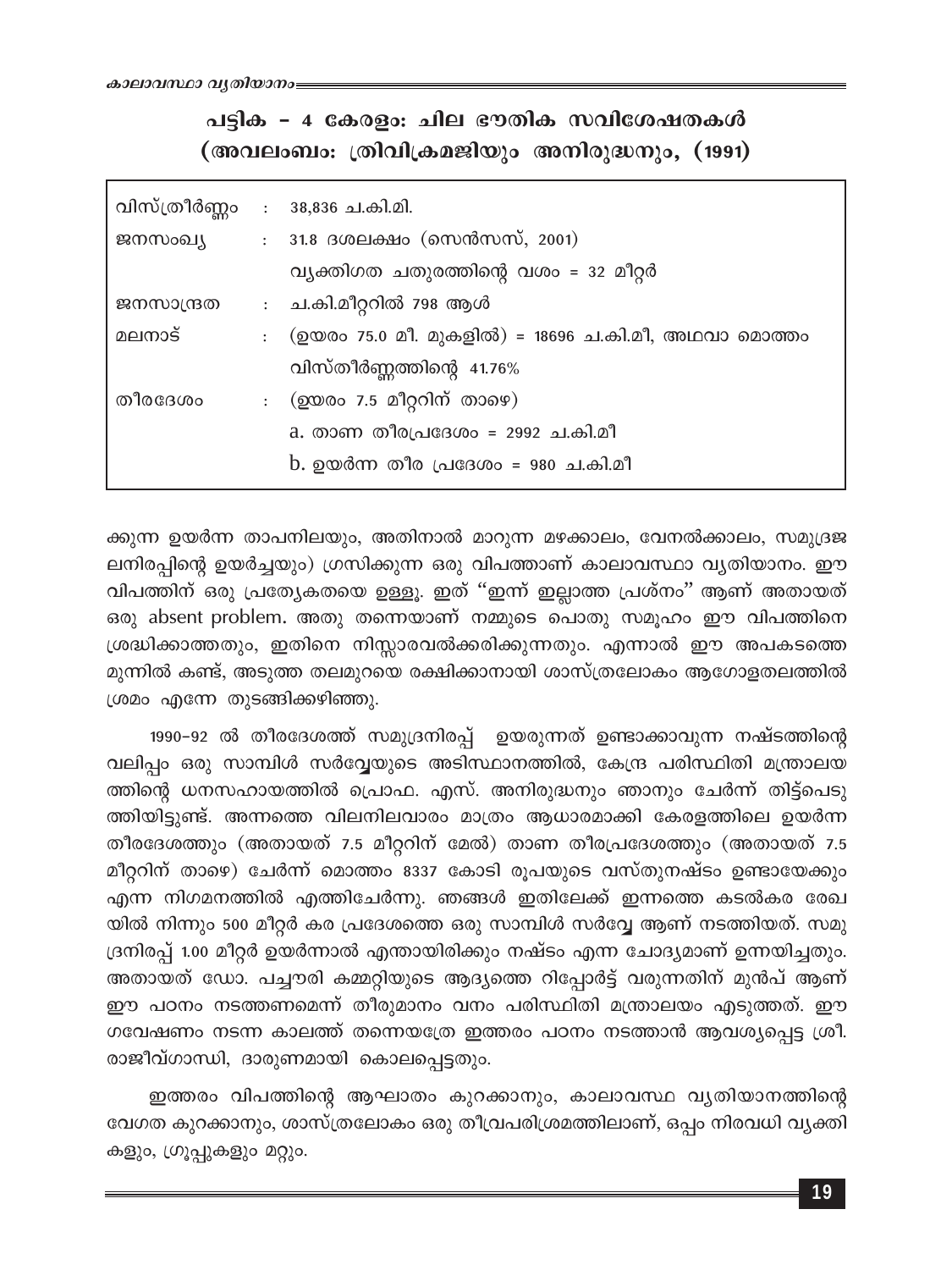## പട്ടിക – 4 കേരളം: ചില ഭൗതിക സവിശേഷതകൾ (അവലംബം: ത്രിവിക്രമജിയും അനിരുദ്ധനും, (1991)

| | | |
|---|---|---|
| വിസ്ത്രീർണ്ണം | : | 38,836 ച.കി.മി. |
| ജനസംഖ്യ | : | 31.8 ദശലക്ഷം (സെൻസസ്, 2001) വ്യക്തിഗത ചതുരത്തിന്റെ വശം = 32 മീറ്റർ |
| ജനസാന്ദ്രത | : | ച.കി.മീറ്ററിൽ 798 ആൾ |
| മലനാട് | : | (ഉയരം 75.0 മീ. മുകളിൽ) = 18696 ച.കി.മീ, അഥവാ മൊത്തം വിസ്തീർണ്ണത്തിന്റെ 41.76% |
| തീരദേശം | : | (ഉയരം 7.5 മീറ്ററിന് താഴെ) a. താണ തീരപ്രദേശം = 2992 ച.കി.മീ b. ഉയർന്ന തീര പ്രദേശം = 980 ച.കി.മീ |

ക്കുന്ന ഉയർന്ന താപനിലയും, അതിനാൽ മാറുന്ന മഴക്കാലം, വേനൽക്കാലം, സമുദ്രജലനിരപ്പിന്റെ ഉയർച്ചയും) ഗ്രസിക്കുന്ന ഒരു വിപത്താണ് കാലാവസ്ഥാ വ്യതിയാനം. ഈ വിപത്തിന് ഒരു പ്രത്യേകതയെ ഉള്ളു. ഇത് "ഇന്ന് ഇല്ലാത്ത പ്രശ്നം" ആണ് അതായത് ഒരു absent problem. അതു തന്നെയാണ് നമ്മുടെ പൊതു സമൂഹം ഈ വിപത്തിനെ ശ്രദ്ധിക്കാത്തതും, ഇതിനെ നിസ്സാരവൽക്കരിക്കുന്നതും. എന്നാൽ ഈ അപകടത്തെ മുന്നിൽ കണ്ട്, അടുത്ത തലമുറയെ രക്ഷിക്കാനായി ശാസ്ത്രലോകം ആഗോളതലത്തിൽ ശ്രമം എന്നേ തുടങ്ങിക്കഴിഞ്ഞു.

1990–92 ൽ തീരദേശത്ത് സമുദ്രനിരപ്പ് ഉയരുന്നത് ഉണ്ടാക്കാവുന്ന നഷ്ടത്തിന്റെ വലിപ്പം ഒരു സാമ്പിൾ സർവ്വേയുടെ അടിസ്ഥാനത്തിൽ, കേന്ദ്ര പരിസ്ഥിതി മന്ത്രാലയത്തിന്റെ ധനസഹായത്തിൽ പ്രൊഫ. എസ്. അനിരുദ്ധനും ഞാനും ചേർന്ന് തിട്ട്പെടുത്തിയിട്ടുണ്ട്. അന്നത്തെ വിലനിലവാരം മാത്രം ആധാരമാക്കി കേരളത്തിലെ ഉയർന്ന തീരദേശത്തും (അതായത് 7.5 മീറ്ററിന് മേൽ) താണ തീരപ്രദേശത്തും (അതായത് 7.5 മീറ്ററിന് താഴെ) ചേർന്ന് മൊത്തം 8337 കോടി രൂപയുടെ വസ്തുനഷ്ടം ഉണ്ടായേക്കും എന്ന നിഗമനത്തിൽ എത്തിചേർന്നു. ഞങ്ങൾ ഇതിലേക്ക് ഇന്നത്തെ കടൽകര രേഖയിൽ നിന്നും 500 മീറ്റർ കര പ്രദേശത്തെ ഒരു സാമ്പിൾ സർവ്വേ ആണ് നടത്തിയത്. സമുദ്രനിരപ്പ് 1.00 മീറ്റർ ഉയർന്നാൽ എന്തായിരിക്കും നഷ്ടം എന്ന ചോദ്യമാണ് ഉന്നയിച്ചതും. അതായത് ഡോ. പച്ചൗരി കമ്മറ്റിയുടെ ആദ്യത്തെ റിപ്പോർട്ട് വരുന്നതിന് മുൻപ് ആണ് ഈ പഠനം നടത്തണമെന്ന് തീരുമാനം വനം പരിസ്ഥിതി മന്ത്രാലയം എടുത്തത്. ഈ ഗവേഷണം നടന്ന കാലത്ത് തന്നെയത്രേ ഇത്തരം പഠനം നടത്താൻ ആവശ്യപ്പെട്ട ശ്രീ. രാജീവ്ഗാന്ധി, ദാരുണമായി കൊലപ്പെട്ടതും.

ഇത്തരം വിപത്തിന്റെ ആഘാതം കുറക്കാനും, കാലാവസ്ഥ വ്യതിയാനത്തിന്റെ വേഗത കുറക്കാനും, ശാസ്ത്രലോകം ഒരു തീവ്രപരിശ്രമത്തിലാണ്, ഒപ്പം നിരവധി വ്യക്തികളും, ഗ്രൂപ്പുകളും മറ്റും.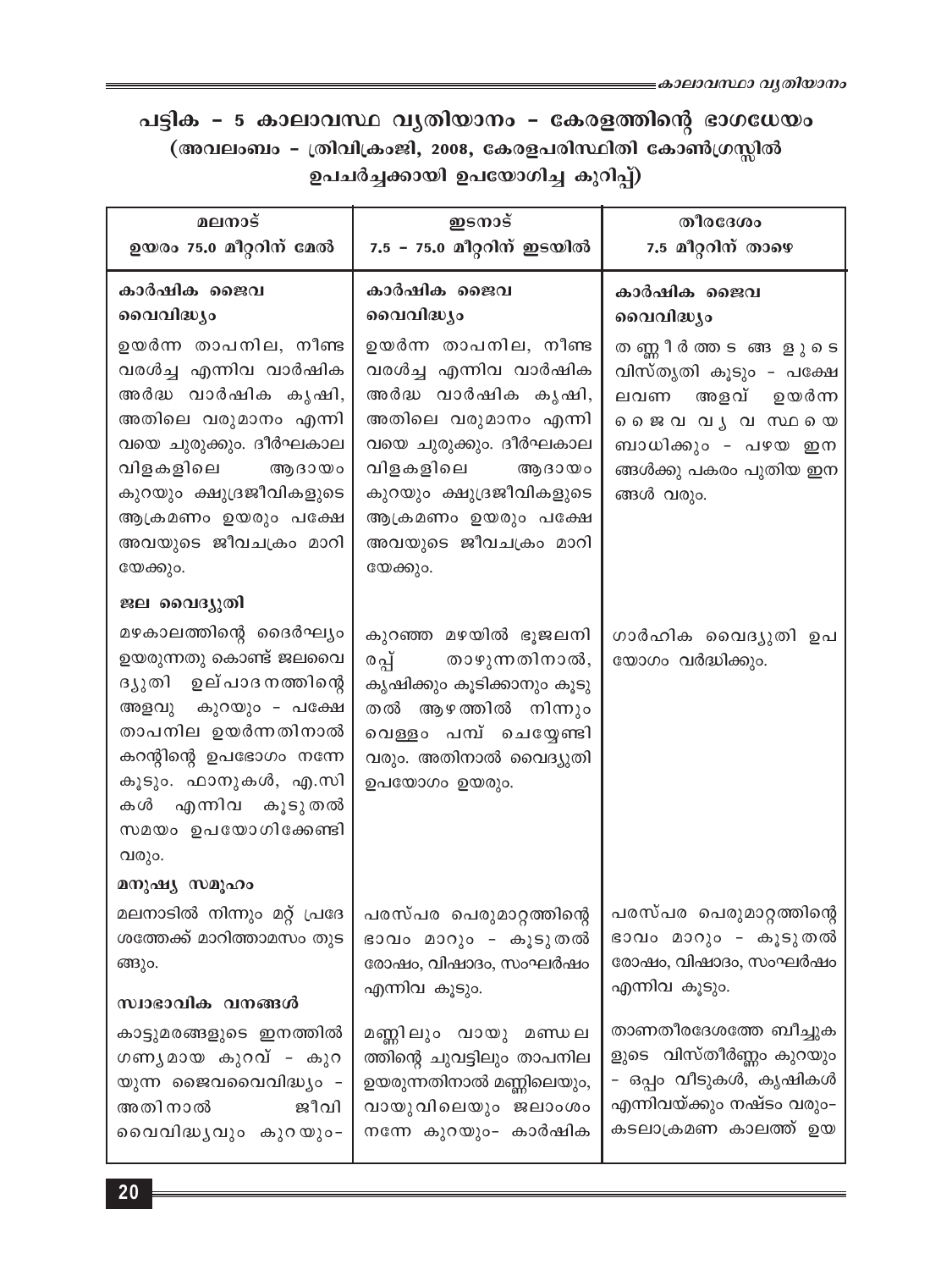## പട്ടിക – 5 കാലാവസ്ഥ വ്യതിയാനം – കേരളത്തിന്റെ ഭാഗധേയം
### (അവലംബം – ത്രിവിക്രംജി, 2008, കേരളപരിസ്ഥിതി കോൺഗ്രസ്സിൽ ഉപചർച്ചക്കായി ഉപയോഗിച്ച കുറിപ്പ്)

| മലനാട് ഉയരം 75.0 മീറ്ററിന് മേൽ | ഇടനാട് 7.5 – 75.0 മീറ്ററിന് ഇടയിൽ | തീരദേശം 7.5 മീറ്ററിന് താഴെ |
|---|---|---|
| **കാർഷിക ജൈവ വൈവിദ്ധ്യം** ഉയർന്ന താപനില, നീണ്ട വരൾച്ച എന്നിവ വാർഷിക അർദ്ധ വാർഷിക കൃഷി, അതിലെ വരുമാനം എന്നിവയെ ചുരുക്കും. ദീർഘകാല വിളകളിലെ ആദായം കുറയും ക്ഷുദ്രജീവികളുടെ ആക്രമണം ഉയരും പക്ഷേ അവയുടെ ജീവചക്രം മാറിയേക്കും. | **കാർഷിക ജൈവ വൈവിദ്ധ്യം** ഉയർന്ന താപനില, നീണ്ട വരൾച്ച എന്നിവ വാർഷിക അർദ്ധ വാർഷിക കൃഷി, അതിലെ വരുമാനം എന്നിവയെ ചുരുക്കും. ദീർഘകാല വിളകളിലെ ആദായം കുറയും ക്ഷുദ്രജീവികളുടെ ആക്രമണം ഉയരും പക്ഷേ അവയുടെ ജീവചക്രം മാറിയേക്കും. | **കാർഷിക ജൈവ വൈവിദ്ധ്യം** തണ്ണീർത്തടങ്ങളുടെ വിസ്തൃതി കൂടും – പക്ഷേ ലവണ അളവ് ഉയർന്ന ജൈവവ്യവസ്ഥയെ ബാധിക്കും – പഴയ ഇനങ്ങൾക്കു പകരം പുതിയ ഇനങ്ങൾ വരും. |
| **ജല വൈദ്യുതി** മഴകാലത്തിന്റെ ദൈർഘ്യം ഉയരുന്നതു കൊണ്ട് ജലവൈദ്യുതി ഉല്പാദനത്തിന്റെ അളവു കുറയും – പക്ഷേ താപനില ഉയർന്നതിനാൽ കറന്റിന്റെ ഉപഭോഗം നന്നേ കൂടും. ഫാനുകൾ, എ.സികൾ എന്നിവ കൂടുതൽ സമയം ഉപയോഗിക്കേണ്ടി വരും. | കുറഞ്ഞ മഴയിൽ ഭൂജലനിരപ്പ് താഴുന്നതിനാൽ, കൃഷിക്കും കുടിക്കാനും കൂടുതൽ ആഴത്തിൽ നിന്നും വെള്ളം പമ്പ് ചെയ്യേണ്ടി വരും. അതിനാൽ വൈദ്യുതി ഉപയോഗം ഉയരും. | ഗാർഹിക വൈദ്യുതി ഉപയോഗം വർദ്ധിക്കും. |
| **മനുഷ്യ സമൂഹം** മലനാടിൽ നിന്നും മറ്റ് പ്രദേശത്തേക്ക് മാറിത്താമസം തുടങ്ങും. | പരസ്പര പെരുമാറ്റത്തിന്റെ ഭാവം മാറും – കൂടുതൽ രോഷം, വിഷാദം, സംഘർഷം എന്നിവ കൂടും. | പരസ്പര പെരുമാറ്റത്തിന്റെ ഭാവം മാറും – കൂടുതൽ രോഷം, വിഷാദം, സംഘർഷം എന്നിവ കൂടും. |
| **സ്വാഭാവിക വനങ്ങൾ** കാട്ടുമരങ്ങളുടെ ഇനത്തിൽ ഗണ്യമായ കുറവ് – കുറയുന്ന ജൈവവൈവിദ്ധ്യം – അതിനാൽ ജീവി വൈവിദ്ധ്യവും കുറയും– | മണ്ണിലും വായു മണ്ഡലത്തിന്റെ ചുവട്ടിലും താപനില ഉയരുന്നതിനാൽ മണ്ണിലെയും, വായുവിലെയും ജലാംശം നന്നേ കുറയും– കാർഷിക | താണതീരദേശത്തേ ബീച്ചുകളുടെ വിസ്തീർണ്ണം കുറയും – ഒപ്പം വീടുകൾ, കൃഷികൾ എന്നിവയ്ക്കും നഷ്ടം വരും– കടലാക്രമണ കാലത്ത് ഉയ |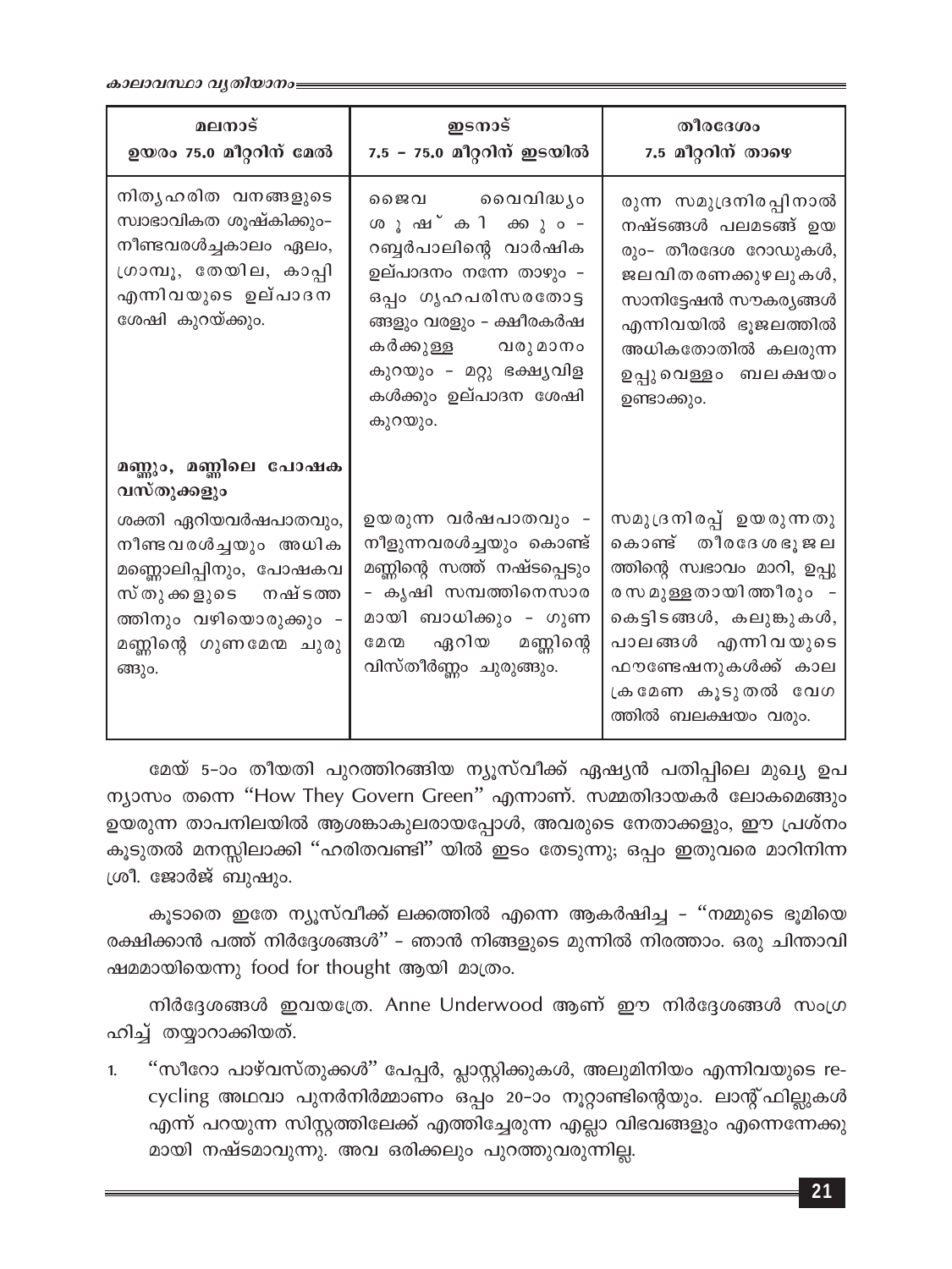| മലനാട് ഉയരം 75.0 മീറ്ററിന് മേൽ | ഇടനാട് 7.5 – 75.0 മീറ്ററിന് ഇടയിൽ | തീരദേശം 7.5 മീറ്ററിന് താഴെ |
|---|---|---|
| നിത്യഹരിത വനങ്ങളുടെ സ്വാഭാവികത ശുഷ്കിക്കും– നീണ്ടവരൾച്ചകാലം ഏലം, ഗ്രാമ്പൂ, തേയില, കാപ്പി എന്നിവയുടെ ഉല്പാദന ശേഷി കുറയ്ക്കും. | ജൈവ വൈവിദ്ധ്യം ശുഷ്കിക്കും – റബ്ബർപാലിന്റെ വാർഷിക ഉല്പാദനം നന്നേ താഴും – ഒപ്പം ഗൃഹപരിസരതോട്ടങ്ങളും വരളും – ക്ഷീരകർഷകർക്കുള്ള വരുമാനം കുറയും – മറ്റു ഭക്ഷ്യവിളകൾക്കും ഉല്പാദന ശേഷി കുറയും. | രുന്ന സമുദ്രനിരപ്പിനാൽ നഷ്ടങ്ങൾ പലമടങ്ങ് ഉയരും– തീരദേശ റോഡുകൾ, ജലവിതരണക്കുഴലുകൾ, സാനിട്ടേഷൻ സൗകര്യങ്ങൾ എന്നിവയിൽ ഭൂജലത്തിൽ അധികതോതിൽ കലരുന്ന ഉപ്പുവെള്ളം ബലക്ഷയം ഉണ്ടാക്കും. |
| **മണ്ണും, മണ്ണിലെ പോഷക വസ്തുക്കളും** | | |
| ശക്തി ഏറിയവർഷപാതവും, നീണ്ടവരൾച്ചയും അധിക മണ്ണൊലിപ്പിനും, പോഷകവസ്തുക്കളുടെ നഷ്ടത്തിനും വഴിയൊരുക്കും – മണ്ണിന്റെ ഗുണമേന്മ ചുരുങ്ങും. | ഉയരുന്ന വർഷപാതവും – നീളുന്നവരൾച്ചയും കൊണ്ട് മണ്ണിന്റെ സത്ത് നഷ്ടപ്പെടും – കൃഷി സമ്പത്തിനെസാരമായി ബാധിക്കും – ഗുണമേന്മ ഏറിയ മണ്ണിന്റെ വിസ്തീർണ്ണം ചുരുങ്ങും. | സമുദ്രനിരപ്പ് ഉയരുന്നതുകൊണ്ട് തീരദേശഭൂജലത്തിന്റെ സ്വഭാവം മാറി, ഉപ്പുരസമുള്ളതായിത്തീരും – കെട്ടിടങ്ങൾ, കലുങ്കുകൾ, പാലങ്ങൾ എന്നിവയുടെ ഫൗണ്ടേഷനുകൾക്ക് കാലക്രമേണ കൂടുതൽ വേഗത്തിൽ ബലക്ഷയം വരും. |

മേയ് 5–ാം തീയതി പുറത്തിറങ്ങിയ ന്യൂസ്‌വീക്ക് ഏഷ്യൻ പതിപ്പിലെ മുഖ്യ ഉപന്യാസം തന്നെ "How They Govern Green" എന്നാണ്. സമ്മതിദായകർ ലോകമെങ്ങും ഉയരുന്ന താപനിലയിൽ ആശങ്കാകുലരായപ്പോൾ, അവരുടെ നേതാക്കളും, ഈ പ്രശ്നം കൂടുതൽ മനസ്സിലാക്കി "ഹരിതവണ്ടി" യിൽ ഇടം തേടുന്നു; ഒപ്പം ഇതുവരെ മാറിനിന്ന ശ്രീ. ജോർജ് ബുഷും.

കൂടാതെ ഇതേ ന്യൂസ്‌വീക്ക് ലക്കത്തിൽ എന്നെ ആകർഷിച്ച – "നമ്മുടെ ഭൂമിയെ രക്ഷിക്കാൻ പത്ത് നിർദ്ദേശങ്ങൾ" – ഞാൻ നിങ്ങളുടെ മുന്നിൽ നിരത്താം. ഒരു ചിന്താവിഷമമായിയെന്നു food for thought ആയി മാത്രം.

നിർദ്ദേശങ്ങൾ ഇവയത്രേ. Anne Underwood ആണ് ഈ നിർദ്ദേശങ്ങൾ സംഗ്രഹിച്ച് തയ്യാറാക്കിയത്.

1. "സീറോ പാഴ്‌വസ്തുക്കൾ" പേപ്പർ, പ്ലാസ്റ്റിക്കുകൾ, അലുമിനിയം എന്നിവയുടെ re-cycling അഥവാ പുനർനിർമ്മാണം ഒപ്പം 20–ാം നൂറ്റാണ്ടിന്റെയും. ലാന്റ്ഫില്ലുകൾ എന്ന് പറയുന്ന സിസ്റ്റത്തിലേക്ക് എത്തിച്ചേരുന്ന എല്ലാ വിഭവങ്ങളും എന്നെന്നേക്കുമായി നഷ്ടമാവുന്നു. അവ ഒരിക്കലും പുറത്തുവരുന്നില്ല.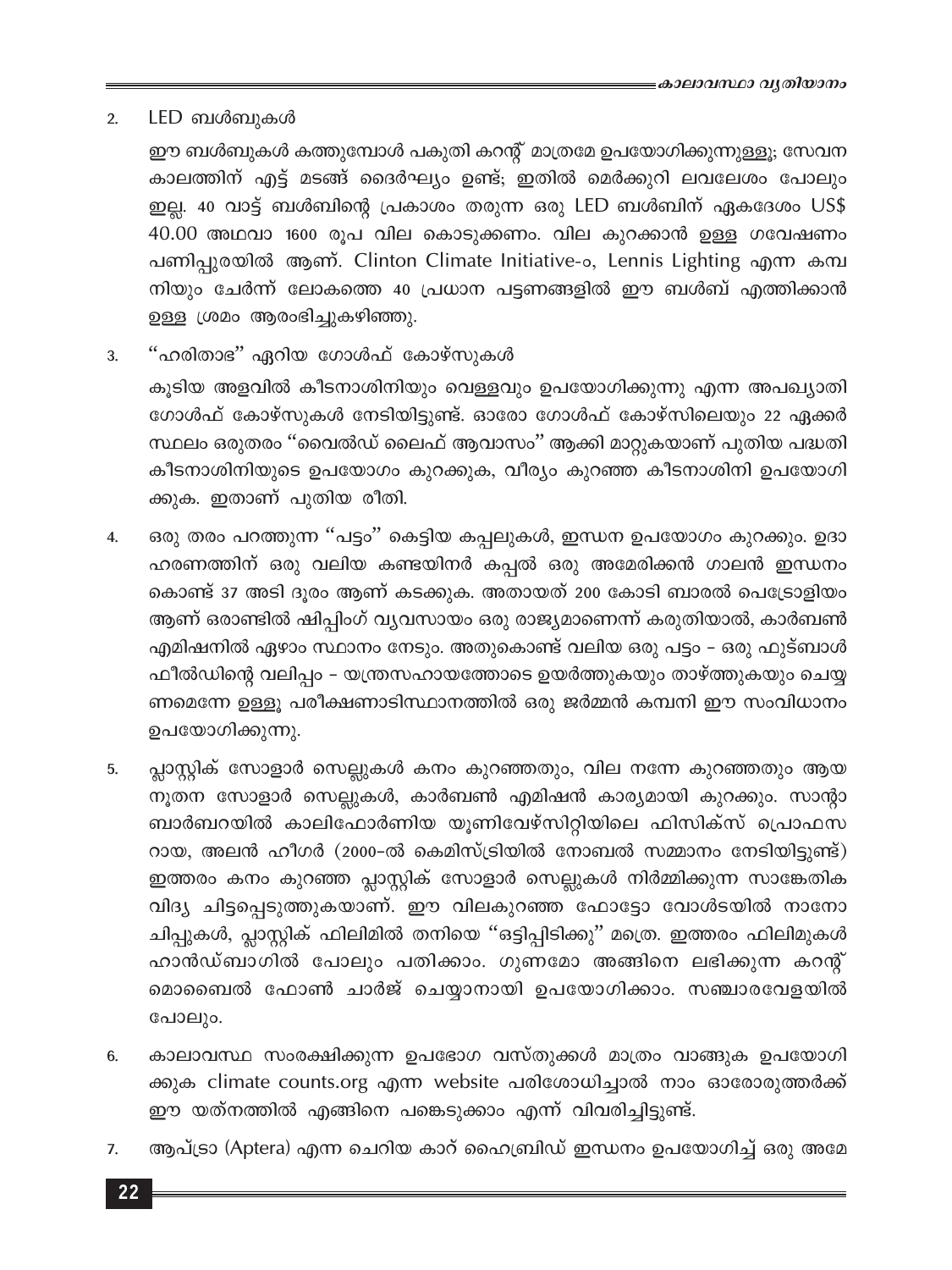2. LED ബൾബുകൾ

   ഈ ബൾബുകൾ കത്തുമ്പോൾ പകുതി കറന്റ് മാത്രമേ ഉപയോഗിക്കുന്നുള്ളൂ; സേവന കാലത്തിന് എട്ട് മടങ്ങ് ദൈർഘ്യം ഉണ്ട്; ഇതിൽ മെർക്കുറി ലവലേശം പോലും ഇല്ല. 40 വാട്ട് ബൾബിന്റെ പ്രകാശം തരുന്ന ഒരു LED ബൾബിന് ഏകദേശം US$ 40.00 അഥവാ 1600 രൂപ വില കൊടുക്കണം. വില കുറക്കാൻ ഉള്ള ഗവേഷണം പണിപ്പുരയിൽ ആണ്. Clinton Climate Initiative-ം, Lennis Lighting എന്ന കമ്പനിയും ചേർന്ന് ലോകത്തെ 40 പ്രധാന പട്ടണങ്ങളിൽ ഈ ബൾബ് എത്തിക്കാൻ ഉള്ള ശ്രമം ആരംഭിച്ചുകഴിഞ്ഞു.

3. "ഹരിതാഭ" ഏറിയ ഗോൾഫ് കോഴ്സുകൾ

   കൂടിയ അളവിൽ കീടനാശിനിയും വെള്ളവും ഉപയോഗിക്കുന്നു എന്ന അപഖ്യാതി ഗോൾഫ് കോഴ്സുകൾ നേടിയിട്ടുണ്ട്. ഓരോ ഗോൾഫ് കോഴ്സിലെയും 22 ഏക്കർ സ്ഥലം ഒരുതരം "വൈൽഡ് ലൈഫ് ആവാസം" ആക്കി മാറ്റുകയാണ് പുതിയ പദ്ധതി കീടനാശിനിയുടെ ഉപയോഗം കുറക്കുക, വീര്യം കുറഞ്ഞ കീടനാശിനി ഉപയോഗിക്കുക. ഇതാണ് പുതിയ രീതി.

4. ഒരു തരം പറത്തുന്ന "പട്ടം" കെട്ടിയ കപ്പലുകൾ, ഇന്ധന ഉപയോഗം കുറക്കും. ഉദാഹരണത്തിന് ഒരു വലിയ കണ്ടയിനർ കപ്പൽ ഒരു അമേരിക്കൻ ഗാലൻ ഇന്ധനം കൊണ്ട് 37 അടി ദൂരം ആണ് കടക്കുക. അതായത് 200 കോടി ബാരൽ പെട്രോളിയം ആണ് ഒരാണ്ടിൽ ഷിപ്പിംഗ് വ്യവസായം ഒരു രാജ്യമാണെന്ന് കരുതിയാൽ, കാർബൺ എമിഷനിൽ ഏഴാം സ്ഥാനം നേടും. അതുകൊണ്ട് വലിയ ഒരു പട്ടം - ഒരു ഫുട്ബാൾ ഫീൽഡിന്റെ വലിപ്പം - യന്ത്രസഹായത്തോടെ ഉയർത്തുകയും താഴ്ത്തുകയും ചെയ്യണമെന്നേ ഉള്ളൂ പരീക്ഷണാടിസ്ഥാനത്തിൽ ഒരു ജർമ്മൻ കമ്പനി ഈ സംവിധാനം ഉപയോഗിക്കുന്നു.

5. പ്ലാസ്റ്റിക് സോളാർ സെല്ലുകൾ കനം കുറഞ്ഞതും, വില നന്നേ കുറഞ്ഞതും ആയ നൂതന സോളാർ സെല്ലുകൾ, കാർബൺ എമിഷൻ കാര്യമായി കുറക്കും. സാന്റാ ബാർബറയിൽ കാലിഫോർണിയ യൂണിവേഴ്സിറ്റിയിലെ ഫിസിക്സ് പ്രൊഫസറായ, അലൻ ഹീഗർ (2000-ൽ കെമിസ്ട്രിയിൽ നോബൽ സമ്മാനം നേടിയിട്ടുണ്ട്) ഇത്തരം കനം കുറഞ്ഞ പ്ലാസ്റ്റിക് സോളാർ സെല്ലുകൾ നിർമ്മിക്കുന്ന സാങ്കേതിക വിദ്യ ചിട്ടപ്പെടുത്തുകയാണ്. ഈ വിലകുറഞ്ഞ ഫോട്ടോ വോൾടയിൽ നാനോ ചിപ്പുകൾ, പ്ലാസ്റ്റിക് ഫിലിമിൽ തനിയെ "ഒട്ടിപ്പിടിക്കു" മത്രെ. ഇത്തരം ഫിലിമുകൾ ഹാൻഡ്ബാഗിൽ പോലും പതിക്കാം. ഗുണമോ അങ്ങിനെ ലഭിക്കുന്ന കറന്റ് മൊബൈൽ ഫോൺ ചാർജ് ചെയ്യാനായി ഉപയോഗിക്കാം. സഞ്ചാരവേളയിൽ പോലും.

6. കാലാവസ്ഥ സംരക്ഷിക്കുന്ന ഉപഭോഗ വസ്തുക്കൾ മാത്രം വാങ്ങുക ഉപയോഗിക്കുക climate counts.org എന്ന website പരിശോധിച്ചാൽ നാം ഓരോരുത്തർക്ക് ഈ യത്നത്തിൽ എങ്ങിനെ പങ്കെടുക്കാം എന്ന് വിവരിച്ചിട്ടുണ്ട്.

7. ആപ്ട്രാ (Aptera) എന്ന ചെറിയ കാറ് ഹൈബ്രിഡ് ഇന്ധനം ഉപയോഗിച്ച് ഒരു അമേ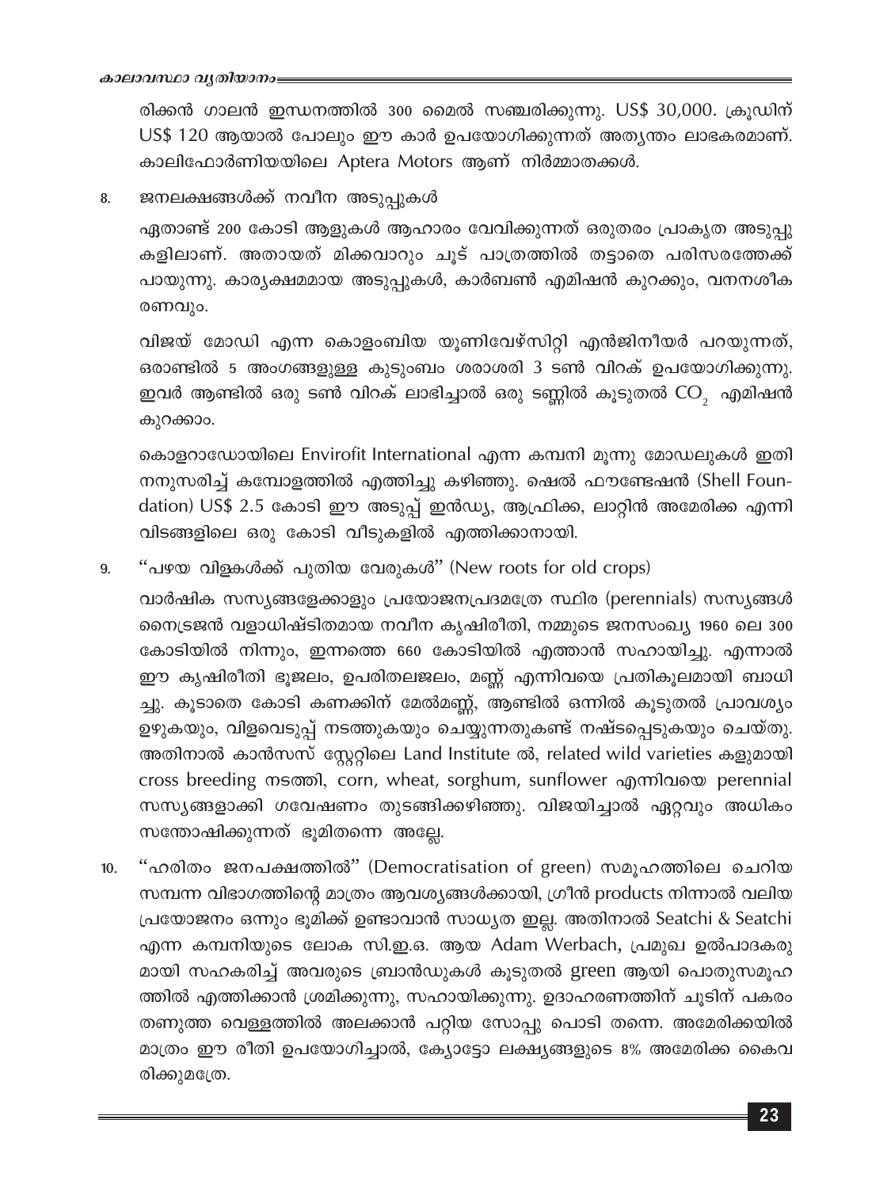രിക്കൻ ഗാലൻ ഇന്ധനത്തിൽ 300 മൈൽ സഞ്ചരിക്കുന്നു. US$ 30,000. ക്രൂഡിന് US$ 120 ആയാൽ പോലും ഈ കാർ ഉപയോഗിക്കുന്നത് അത്യന്തം ലാഭകരമാണ്. കാലിഫോർണിയയിലെ Aptera Motors ആണ് നിർമ്മാതക്കൾ.

8. ജനലക്ഷങ്ങൾക്ക് നവീന അടുപ്പുകൾ

   ഏതാണ്ട് 200 കോടി ആളുകൾ ആഹാരം വേവിക്കുന്നത് ഒരുതരം പ്രാകൃത അടുപ്പുകളിലാണ്. അതായത് മിക്കവാറും ചൂട് പാത്രത്തിൽ തട്ടാതെ പരിസരത്തേക്ക് പായുന്നു. കാര്യക്ഷമമായ അടുപ്പുകൾ, കാർബൺ എമിഷൻ കുറക്കും, വനനശീകരണവും.

   വിജയ് മോഡി എന്ന കൊളംബിയ യൂണിവേഴ്സിറ്റി എൻജിനീയർ പറയുന്നത്, ഒരാണ്ടിൽ 5 അംഗങ്ങളുള്ള കുടുംബം ശരാശരി 3 ടൺ വിറക് ഉപയോഗിക്കുന്നു. ഇവർ ആണ്ടിൽ ഒരു ടൺ വിറക് ലാഭിച്ചാൽ ഒരു ടണ്ണിൽ കൂടുതൽ $CO_2$ എമിഷൻ കുറക്കാം.

   കൊളറാഡോയിലെ Envirofit International എന്ന കമ്പനി മൂന്നു മോഡലുകൾ ഇതിനനുസരിച്ച് കമ്പോളത്തിൽ എത്തിച്ചു കഴിഞ്ഞു. ഷെൽ ഫൗണ്ടേഷൻ (Shell Foundation) US$ 2.5 കോടി ഈ അടുപ്പ് ഇൻഡ്യ, ആഫ്രിക്ക, ലാറ്റിൻ അമേരിക്ക എന്നിവിടങ്ങളിലെ ഒരു കോടി വീടുകളിൽ എത്തിക്കാനായി.

9. "പഴയ വിളകൾക്ക് പുതിയ വേരുകൾ" (New roots for old crops)

   വാർഷിക സസ്യങ്ങളേക്കാളും പ്രയോജനപ്രദമത്രേ സ്ഥിര (perennials) സസ്യങ്ങൾ നൈട്രജൻ വളാധിഷ്ടിതമായ നവീന കൃഷിരീതി, നമ്മുടെ ജനസംഖ്യ 1960 ലെ 300 കോടിയിൽ നിന്നും, ഇന്നത്തെ 660 കോടിയിൽ എത്താൻ സഹായിച്ചു. എന്നാൽ ഈ കൃഷിരീതി ഭൂജലം, ഉപരിതലജലം, മണ്ണ് എന്നിവയെ പ്രതികൂലമായി ബാധിച്ചു. കൂടാതെ കോടി കണക്കിന് മേൽമണ്ണ്, ആണ്ടിൽ ഒന്നിൽ കൂടുതൽ പ്രാവശ്യം ഉഴുകയും, വിളവെടുപ്പ് നടത്തുകയും ചെയ്യുന്നതുകണ്ട് നഷ്ടപ്പെടുകയും ചെയ്തു. അതിനാൽ കാൻസസ് സ്റ്റേറ്റിലെ Land Institute ൽ, related wild varieties കളുമായി cross breeding നടത്തി, corn, wheat, sorghum, sunflower എന്നിവയെ perennial സസ്യങ്ങളാക്കി ഗവേഷണം തുടങ്ങിക്കഴിഞ്ഞു. വിജയിച്ചാൽ ഏറ്റവും അധികം സന്തോഷിക്കുന്നത് ഭൂമിതന്നെ അല്ലേ.

10. "ഹരിതം ജനപക്ഷത്തിൽ" (Democratisation of green) സമൂഹത്തിലെ ചെറിയ സമ്പന്ന വിഭാഗത്തിന്റെ മാത്രം ആവശ്യങ്ങൾക്കായി, ഗ്രീൻ products നിന്നാൽ വലിയ പ്രയോജനം ഒന്നും ഭൂമിക്ക് ഉണ്ടാവാൻ സാധ്യത ഇല്ല. അതിനാൽ Seatchi & Seatchi എന്ന കമ്പനിയുടെ ലോക സി.ഇ.ഒ. ആയ Adam Werbach, പ്രമുഖ ഉൽപാദകരുമായി സഹകരിച്ച് അവരുടെ ബ്രാൻഡുകൾ കൂടുതൽ green ആയി പൊതുസമൂഹത്തിൽ എത്തിക്കാൻ ശ്രമിക്കുന്നു, സഹായിക്കുന്നു. ഉദാഹരണത്തിന് ചൂടിന് പകരം തണുത്ത വെള്ളത്തിൽ അലക്കാൻ പറ്റിയ സോപ്പു പൊടി തന്നെ. അമേരിക്കയിൽ മാത്രം ഈ രീതി ഉപയോഗിച്ചാൽ, ക്യോട്ടോ ലക്ഷ്യങ്ങളുടെ 8% അമേരിക്ക കൈവരിക്കുമത്രേ.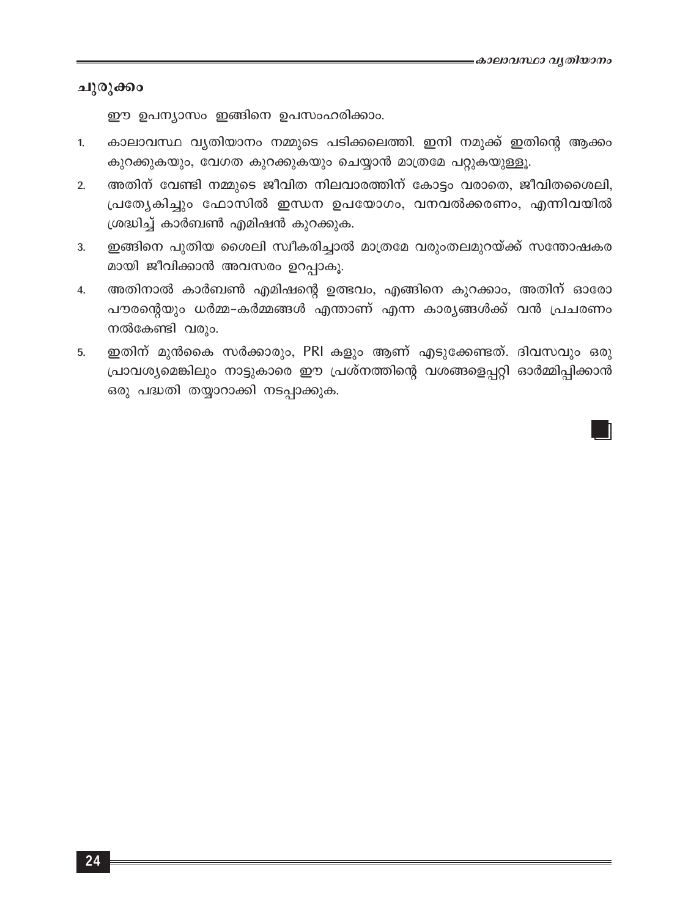## ചുരുക്കം

ഈ ഉപന്യാസം ഇങ്ങിനെ ഉപസംഹരിക്കാം.

1. കാലാവസ്ഥ വ്യതിയാനം നമ്മുടെ പടിക്കലെത്തി. ഇനി നമുക്ക് ഇതിന്റെ ആക്കം കുറക്കുകയും, വേഗത കുറക്കുകയും ചെയ്യാൻ മാത്രമേ പറ്റുകയുള്ളൂ.
2. അതിന് വേണ്ടി നമ്മുടെ ജീവിത നിലവാരത്തിന് കോട്ടം വരാതെ, ജീവിതശൈലി, പ്രത്യേകിച്ചും ഫോസിൽ ഇന്ധന ഉപയോഗം, വനവൽക്കരണം, എന്നിവയിൽ ശ്രദ്ധിച്ച് കാർബൺ എമിഷൻ കുറക്കുക.
3. ഇങ്ങിനെ പുതിയ ശൈലി സ്വീകരിച്ചാൽ മാത്രമേ വരുംതലമുറയ്ക്ക് സന്തോഷകര മായി ജീവിക്കാൻ അവസരം ഉറപ്പാകൂ.
4. അതിനാൽ കാർബൺ എമിഷന്റെ ഉത്ഭവം, എങ്ങിനെ കുറക്കാം, അതിന് ഓരോ പൗരന്റെയും ധർമ്മ-കർമ്മങ്ങൾ എന്താണ് എന്ന കാര്യങ്ങൾക്ക് വൻ പ്രചരണം നൽകേണ്ടി വരും.
5. ഇതിന് മുൻകൈ സർക്കാരും, PRI കളും ആണ് എടുക്കേണ്ടത്. ദിവസവും ഒരു പ്രാവശ്യമെങ്കിലും നാട്ടുകാരെ ഈ പ്രശ്നത്തിന്റെ വശങ്ങളെപ്പറ്റി ഓർമ്മിപ്പിക്കാൻ ഒരു പദ്ധതി തയ്യാറാക്കി നടപ്പാക്കുക.